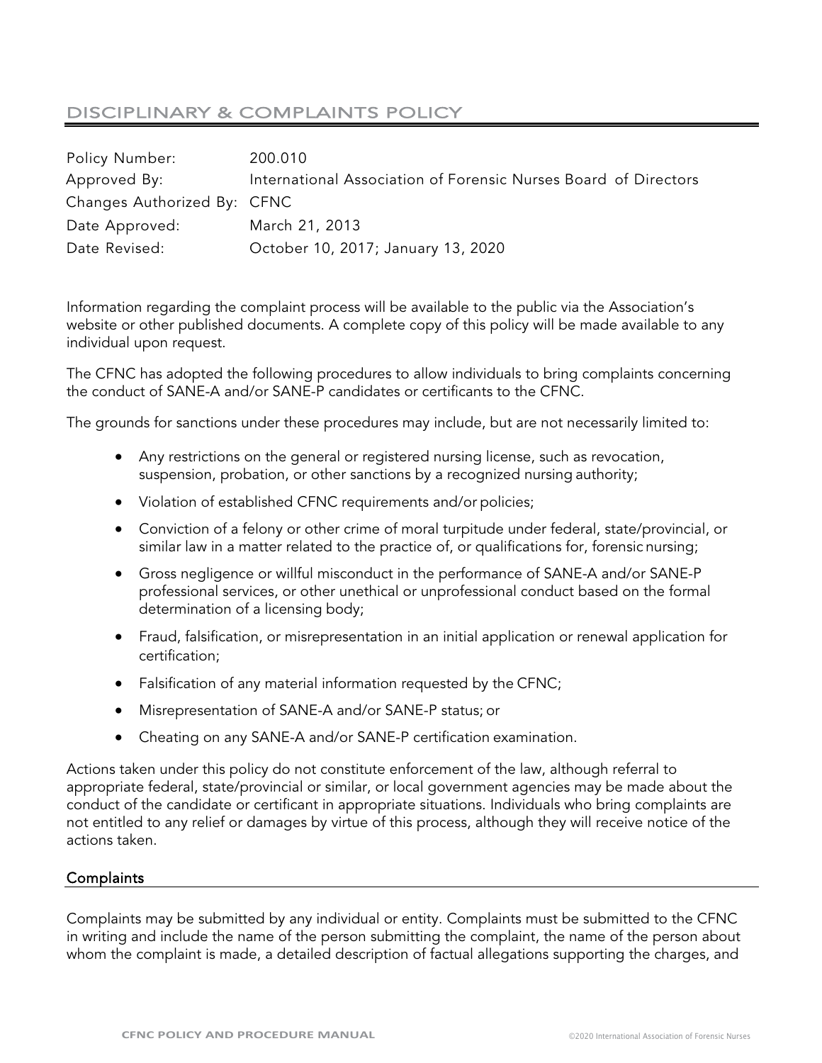# DISCIPLINARY & COMPLAINTS POLICY

| | |
|---|---|
| Policy Number: | 200.010 |
| Approved By: | International Association of Forensic Nurses Board of Directors |
| Changes Authorized By: | CFNC |
| Date Approved: | March 21, 2013 |
| Date Revised: | October 10, 2017; January 13, 2020 |

Information regarding the complaint process will be available to the public via the Association's website or other published documents. A complete copy of this policy will be made available to any individual upon request.

The CFNC has adopted the following procedures to allow individuals to bring complaints concerning the conduct of SANE-A and/or SANE-P candidates or certificants to the CFNC.

The grounds for sanctions under these procedures may include, but are not necessarily limited to:

- Any restrictions on the general or registered nursing license, such as revocation, suspension, probation, or other sanctions by a recognized nursing authority;
- Violation of established CFNC requirements and/or policies;
- Conviction of a felony or other crime of moral turpitude under federal, state/provincial, or similar law in a matter related to the practice of, or qualifications for, forensic nursing;
- Gross negligence or willful misconduct in the performance of SANE-A and/or SANE-P professional services, or other unethical or unprofessional conduct based on the formal determination of a licensing body;
- Fraud, falsification, or misrepresentation in an initial application or renewal application for certification;
- Falsification of any material information requested by the CFNC;
- Misrepresentation of SANE-A and/or SANE-P status; or
- Cheating on any SANE-A and/or SANE-P certification examination.

Actions taken under this policy do not constitute enforcement of the law, although referral to appropriate federal, state/provincial or similar, or local government agencies may be made about the conduct of the candidate or certificant in appropriate situations. Individuals who bring complaints are not entitled to any relief or damages by virtue of this process, although they will receive notice of the actions taken.

## Complaints

Complaints may be submitted by any individual or entity. Complaints must be submitted to the CFNC in writing and include the name of the person submitting the complaint, the name of the person about whom the complaint is made, a detailed description of factual allegations supporting the charges, and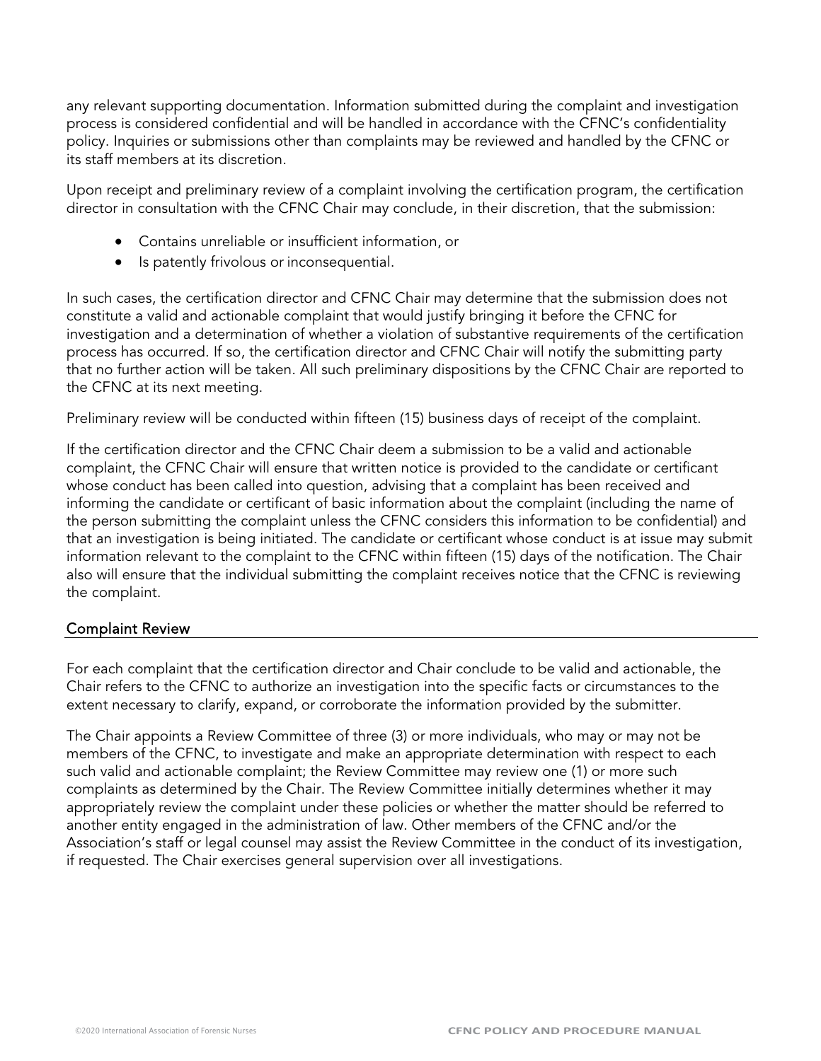any relevant supporting documentation. Information submitted during the complaint and investigation process is considered confidential and will be handled in accordance with the CFNC's confidentiality policy. Inquiries or submissions other than complaints may be reviewed and handled by the CFNC or its staff members at its discretion.

Upon receipt and preliminary review of a complaint involving the certification program, the certification director in consultation with the CFNC Chair may conclude, in their discretion, that the submission:

- Contains unreliable or insufficient information, or
- Is patently frivolous or inconsequential.

In such cases, the certification director and CFNC Chair may determine that the submission does not constitute a valid and actionable complaint that would justify bringing it before the CFNC for investigation and a determination of whether a violation of substantive requirements of the certification process has occurred. If so, the certification director and CFNC Chair will notify the submitting party that no further action will be taken. All such preliminary dispositions by the CFNC Chair are reported to the CFNC at its next meeting.

Preliminary review will be conducted within fifteen (15) business days of receipt of the complaint.

If the certification director and the CFNC Chair deem a submission to be a valid and actionable complaint, the CFNC Chair will ensure that written notice is provided to the candidate or certificant whose conduct has been called into question, advising that a complaint has been received and informing the candidate or certificant of basic information about the complaint (including the name of the person submitting the complaint unless the CFNC considers this information to be confidential) and that an investigation is being initiated. The candidate or certificant whose conduct is at issue may submit information relevant to the complaint to the CFNC within fifteen (15) days of the notification. The Chair also will ensure that the individual submitting the complaint receives notice that the CFNC is reviewing the complaint.

## Complaint Review

For each complaint that the certification director and Chair conclude to be valid and actionable, the Chair refers to the CFNC to authorize an investigation into the specific facts or circumstances to the extent necessary to clarify, expand, or corroborate the information provided by the submitter.

The Chair appoints a Review Committee of three (3) or more individuals, who may or may not be members of the CFNC, to investigate and make an appropriate determination with respect to each such valid and actionable complaint; the Review Committee may review one (1) or more such complaints as determined by the Chair. The Review Committee initially determines whether it may appropriately review the complaint under these policies or whether the matter should be referred to another entity engaged in the administration of law. Other members of the CFNC and/or the Association's staff or legal counsel may assist the Review Committee in the conduct of its investigation, if requested. The Chair exercises general supervision over all investigations.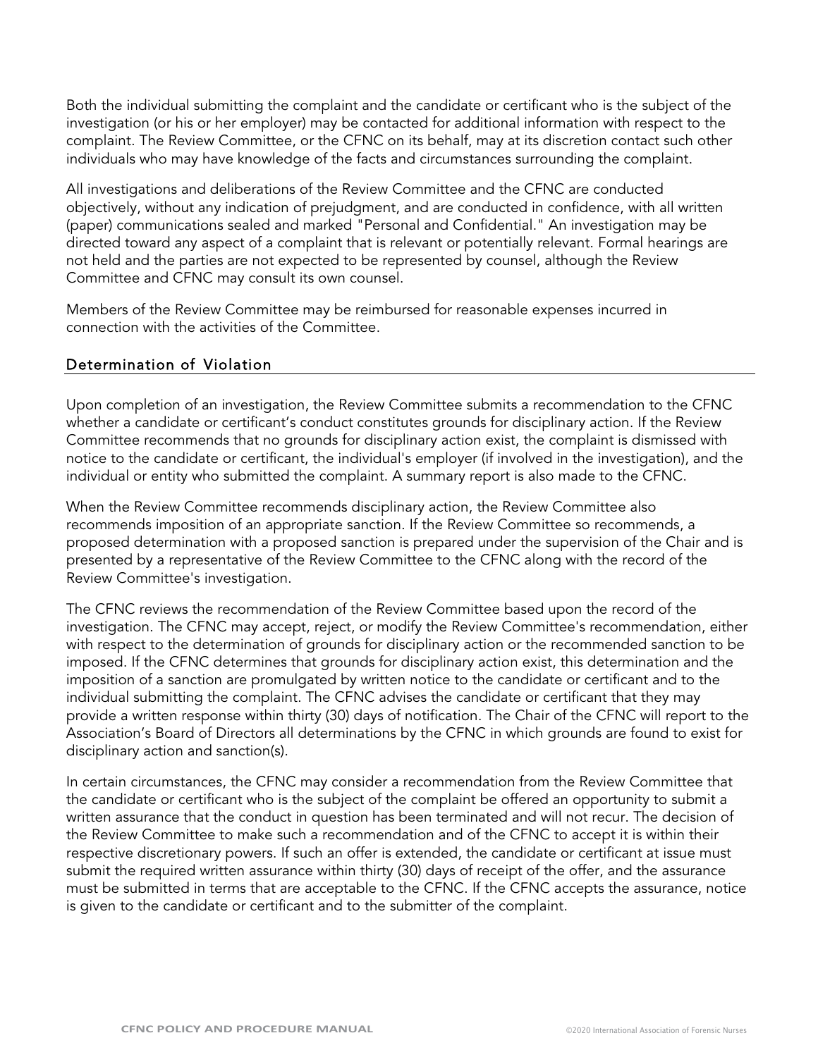Both the individual submitting the complaint and the candidate or certificant who is the subject of the investigation (or his or her employer) may be contacted for additional information with respect to the complaint. The Review Committee, or the CFNC on its behalf, may at its discretion contact such other individuals who may have knowledge of the facts and circumstances surrounding the complaint.

All investigations and deliberations of the Review Committee and the CFNC are conducted objectively, without any indication of prejudgment, and are conducted in confidence, with all written (paper) communications sealed and marked "Personal and Confidential." An investigation may be directed toward any aspect of a complaint that is relevant or potentially relevant. Formal hearings are not held and the parties are not expected to be represented by counsel, although the Review Committee and CFNC may consult its own counsel.

Members of the Review Committee may be reimbursed for reasonable expenses incurred in connection with the activities of the Committee.

## Determination of Violation

Upon completion of an investigation, the Review Committee submits a recommendation to the CFNC whether a candidate or certificant's conduct constitutes grounds for disciplinary action. If the Review Committee recommends that no grounds for disciplinary action exist, the complaint is dismissed with notice to the candidate or certificant, the individual's employer (if involved in the investigation), and the individual or entity who submitted the complaint. A summary report is also made to the CFNC.

When the Review Committee recommends disciplinary action, the Review Committee also recommends imposition of an appropriate sanction. If the Review Committee so recommends, a proposed determination with a proposed sanction is prepared under the supervision of the Chair and is presented by a representative of the Review Committee to the CFNC along with the record of the Review Committee's investigation.

The CFNC reviews the recommendation of the Review Committee based upon the record of the investigation. The CFNC may accept, reject, or modify the Review Committee's recommendation, either with respect to the determination of grounds for disciplinary action or the recommended sanction to be imposed. If the CFNC determines that grounds for disciplinary action exist, this determination and the imposition of a sanction are promulgated by written notice to the candidate or certificant and to the individual submitting the complaint. The CFNC advises the candidate or certificant that they may provide a written response within thirty (30) days of notification. The Chair of the CFNC will report to the Association's Board of Directors all determinations by the CFNC in which grounds are found to exist for disciplinary action and sanction(s).

In certain circumstances, the CFNC may consider a recommendation from the Review Committee that the candidate or certificant who is the subject of the complaint be offered an opportunity to submit a written assurance that the conduct in question has been terminated and will not recur. The decision of the Review Committee to make such a recommendation and of the CFNC to accept it is within their respective discretionary powers. If such an offer is extended, the candidate or certificant at issue must submit the required written assurance within thirty (30) days of receipt of the offer, and the assurance must be submitted in terms that are acceptable to the CFNC. If the CFNC accepts the assurance, notice is given to the candidate or certificant and to the submitter of the complaint.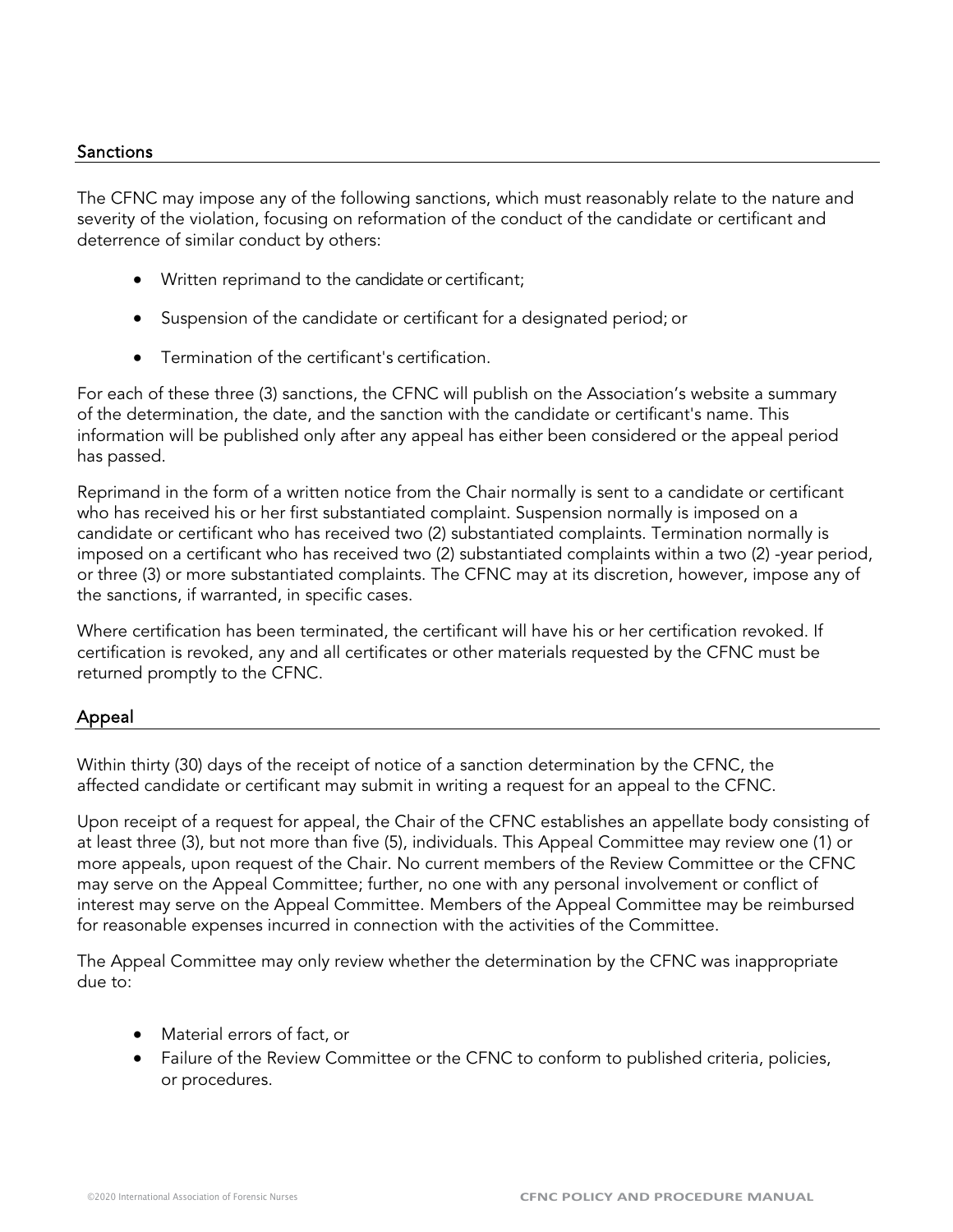## Sanctions

The CFNC may impose any of the following sanctions, which must reasonably relate to the nature and severity of the violation, focusing on reformation of the conduct of the candidate or certificant and deterrence of similar conduct by others:

- Written reprimand to the candidate or certificant;
- Suspension of the candidate or certificant for a designated period; or
- Termination of the certificant's certification.

For each of these three (3) sanctions, the CFNC will publish on the Association's website a summary of the determination, the date, and the sanction with the candidate or certificant's name. This information will be published only after any appeal has either been considered or the appeal period has passed.

Reprimand in the form of a written notice from the Chair normally is sent to a candidate or certificant who has received his or her first substantiated complaint. Suspension normally is imposed on a candidate or certificant who has received two (2) substantiated complaints. Termination normally is imposed on a certificant who has received two (2) substantiated complaints within a two (2) -year period, or three (3) or more substantiated complaints. The CFNC may at its discretion, however, impose any of the sanctions, if warranted, in specific cases.

Where certification has been terminated, the certificant will have his or her certification revoked. If certification is revoked, any and all certificates or other materials requested by the CFNC must be returned promptly to the CFNC.

## Appeal

Within thirty (30) days of the receipt of notice of a sanction determination by the CFNC, the affected candidate or certificant may submit in writing a request for an appeal to the CFNC.

Upon receipt of a request for appeal, the Chair of the CFNC establishes an appellate body consisting of at least three (3), but not more than five (5), individuals. This Appeal Committee may review one (1) or more appeals, upon request of the Chair. No current members of the Review Committee or the CFNC may serve on the Appeal Committee; further, no one with any personal involvement or conflict of interest may serve on the Appeal Committee. Members of the Appeal Committee may be reimbursed for reasonable expenses incurred in connection with the activities of the Committee.

The Appeal Committee may only review whether the determination by the CFNC was inappropriate due to:

- Material errors of fact, or
- Failure of the Review Committee or the CFNC to conform to published criteria, policies, or procedures.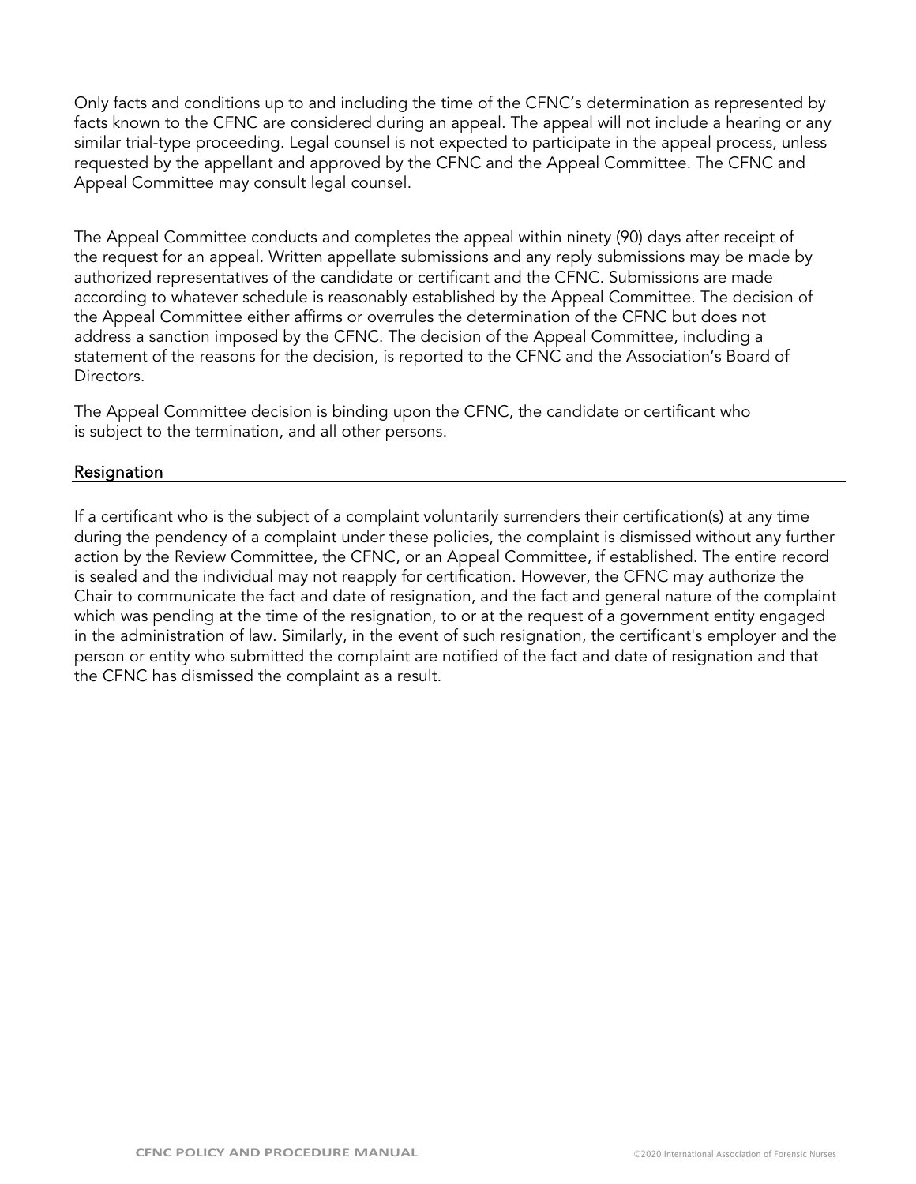Only facts and conditions up to and including the time of the CFNC's determination as represented by facts known to the CFNC are considered during an appeal. The appeal will not include a hearing or any similar trial-type proceeding. Legal counsel is not expected to participate in the appeal process, unless requested by the appellant and approved by the CFNC and the Appeal Committee. The CFNC and Appeal Committee may consult legal counsel.

The Appeal Committee conducts and completes the appeal within ninety (90) days after receipt of the request for an appeal. Written appellate submissions and any reply submissions may be made by authorized representatives of the candidate or certificant and the CFNC. Submissions are made according to whatever schedule is reasonably established by the Appeal Committee. The decision of the Appeal Committee either affirms or overrules the determination of the CFNC but does not address a sanction imposed by the CFNC. The decision of the Appeal Committee, including a statement of the reasons for the decision, is reported to the CFNC and the Association's Board of Directors.

The Appeal Committee decision is binding upon the CFNC, the candidate or certificant who is subject to the termination, and all other persons.

## Resignation

If a certificant who is the subject of a complaint voluntarily surrenders their certification(s) at any time during the pendency of a complaint under these policies, the complaint is dismissed without any further action by the Review Committee, the CFNC, or an Appeal Committee, if established. The entire record is sealed and the individual may not reapply for certification. However, the CFNC may authorize the Chair to communicate the fact and date of resignation, and the fact and general nature of the complaint which was pending at the time of the resignation, to or at the request of a government entity engaged in the administration of law. Similarly, in the event of such resignation, the certificant's employer and the person or entity who submitted the complaint are notified of the fact and date of resignation and that the CFNC has dismissed the complaint as a result.